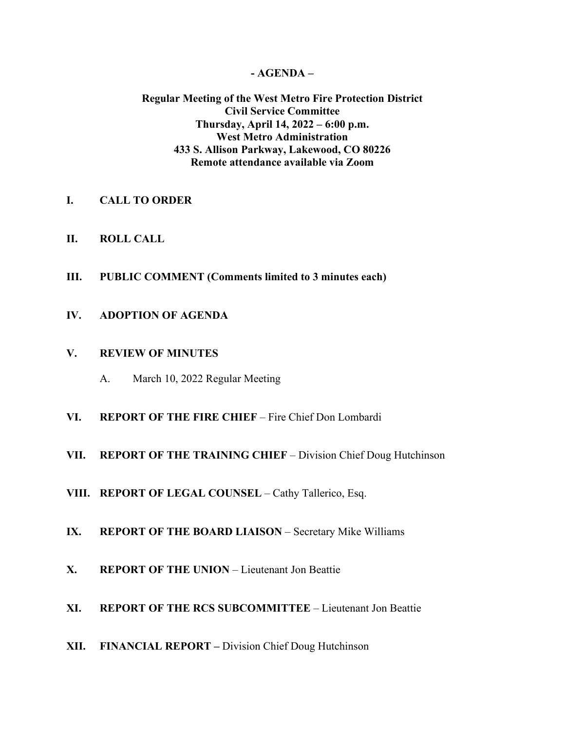**- AGENDA –**

**Regular Meeting of the West Metro Fire Protection District**
**Civil Service Committee**
**Thursday, April 14, 2022 – 6:00 p.m.**
**West Metro Administration**
**433 S. Allison Parkway, Lakewood, CO 80226**
**Remote attendance available via Zoom**

**I. CALL TO ORDER**

**II. ROLL CALL**

**III. PUBLIC COMMENT (Comments limited to 3 minutes each)**

**IV. ADOPTION OF AGENDA**

**V. REVIEW OF MINUTES**

A. March 10, 2022 Regular Meeting

**VI. REPORT OF THE FIRE CHIEF** – Fire Chief Don Lombardi

**VII. REPORT OF THE TRAINING CHIEF** – Division Chief Doug Hutchinson

**VIII. REPORT OF LEGAL COUNSEL** – Cathy Tallerico, Esq.

**IX. REPORT OF THE BOARD LIAISON** – Secretary Mike Williams

**X. REPORT OF THE UNION** – Lieutenant Jon Beattie

**XI. REPORT OF THE RCS SUBCOMMITTEE** – Lieutenant Jon Beattie

**XII. FINANCIAL REPORT –** Division Chief Doug Hutchinson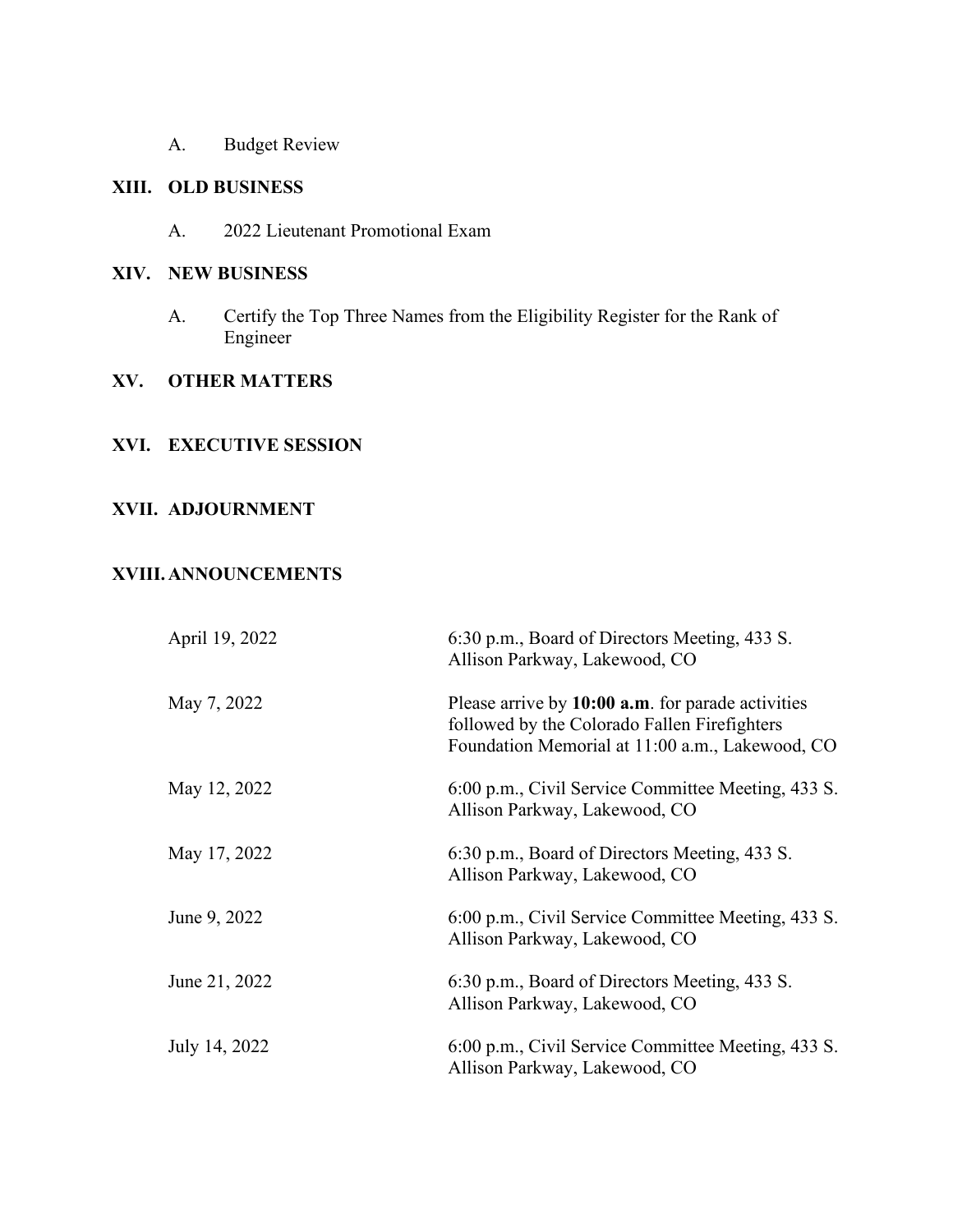A. Budget Review

## XIII. OLD BUSINESS

A. 2022 Lieutenant Promotional Exam

## XIV. NEW BUSINESS

A. Certify the Top Three Names from the Eligibility Register for the Rank of Engineer

## XV. OTHER MATTERS

## XVI. EXECUTIVE SESSION

## XVII. ADJOURNMENT

## XVIII. ANNOUNCEMENTS

| | |
|---|---|
| April 19, 2022 | 6:30 p.m., Board of Directors Meeting, 433 S. Allison Parkway, Lakewood, CO |
| May 7, 2022 | Please arrive by **10:00 a.m**. for parade activities followed by the Colorado Fallen Firefighters Foundation Memorial at 11:00 a.m., Lakewood, CO |
| May 12, 2022 | 6:00 p.m., Civil Service Committee Meeting, 433 S. Allison Parkway, Lakewood, CO |
| May 17, 2022 | 6:30 p.m., Board of Directors Meeting, 433 S. Allison Parkway, Lakewood, CO |
| June 9, 2022 | 6:00 p.m., Civil Service Committee Meeting, 433 S. Allison Parkway, Lakewood, CO |
| June 21, 2022 | 6:30 p.m., Board of Directors Meeting, 433 S. Allison Parkway, Lakewood, CO |
| July 14, 2022 | 6:00 p.m., Civil Service Committee Meeting, 433 S. Allison Parkway, Lakewood, CO |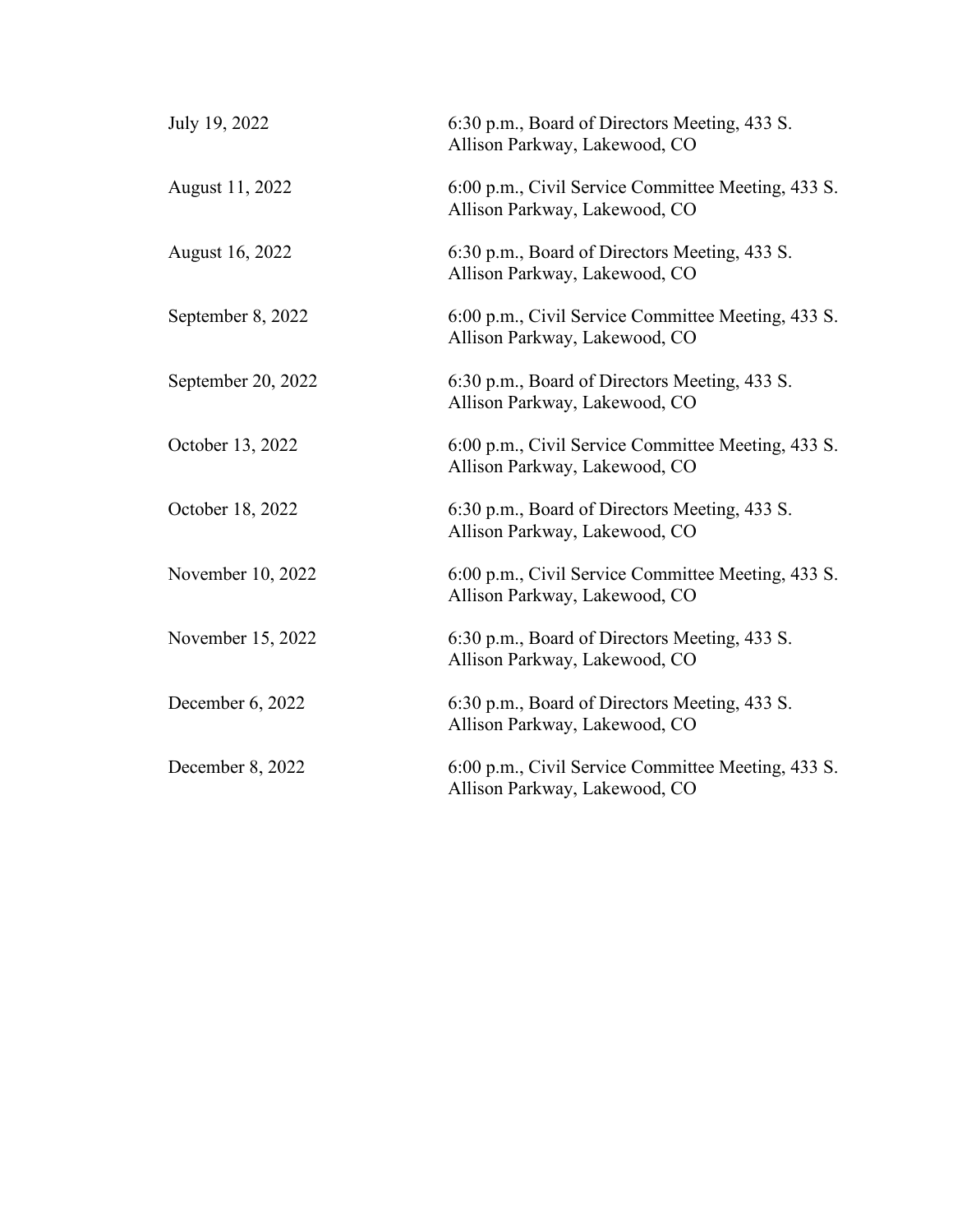| | |
|---|---|
| July 19, 2022 | 6:30 p.m., Board of Directors Meeting, 433 S. Allison Parkway, Lakewood, CO |
| August 11, 2022 | 6:00 p.m., Civil Service Committee Meeting, 433 S. Allison Parkway, Lakewood, CO |
| August 16, 2022 | 6:30 p.m., Board of Directors Meeting, 433 S. Allison Parkway, Lakewood, CO |
| September 8, 2022 | 6:00 p.m., Civil Service Committee Meeting, 433 S. Allison Parkway, Lakewood, CO |
| September 20, 2022 | 6:30 p.m., Board of Directors Meeting, 433 S. Allison Parkway, Lakewood, CO |
| October 13, 2022 | 6:00 p.m., Civil Service Committee Meeting, 433 S. Allison Parkway, Lakewood, CO |
| October 18, 2022 | 6:30 p.m., Board of Directors Meeting, 433 S. Allison Parkway, Lakewood, CO |
| November 10, 2022 | 6:00 p.m., Civil Service Committee Meeting, 433 S. Allison Parkway, Lakewood, CO |
| November 15, 2022 | 6:30 p.m., Board of Directors Meeting, 433 S. Allison Parkway, Lakewood, CO |
| December 6, 2022 | 6:30 p.m., Board of Directors Meeting, 433 S. Allison Parkway, Lakewood, CO |
| December 8, 2022 | 6:00 p.m., Civil Service Committee Meeting, 433 S. Allison Parkway, Lakewood, CO |